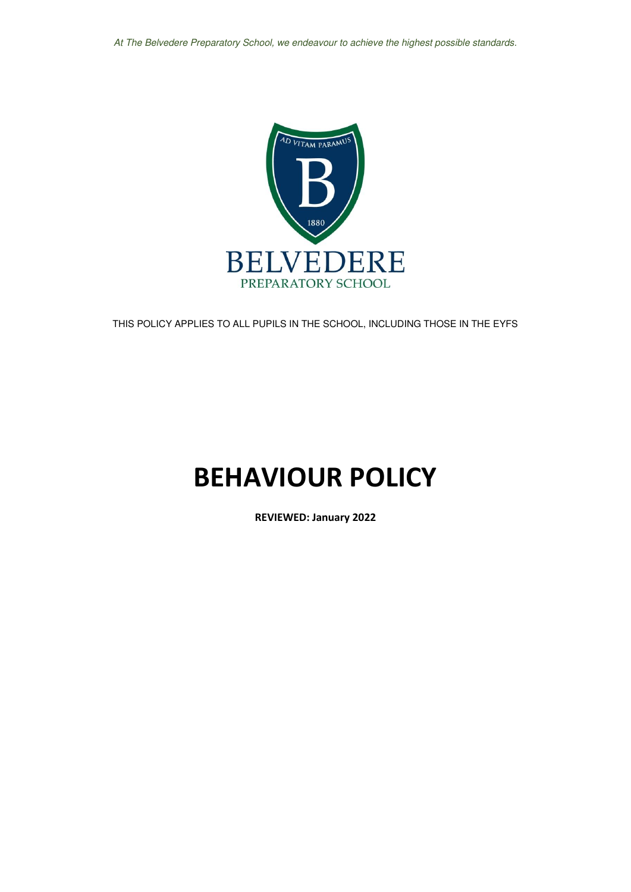*At The Belvedere Preparatory School, we endeavour to achieve the highest possible standards.*

AD VITAM PARAMUS

B

1880

BELVEDERE

PREPARATORY SCHOOL

THIS POLICY APPLIES TO ALL PUPILS IN THE SCHOOL, INCLUDING THOSE IN THE EYFS

# BEHAVIOUR POLICY

**REVIEWED: January 2022**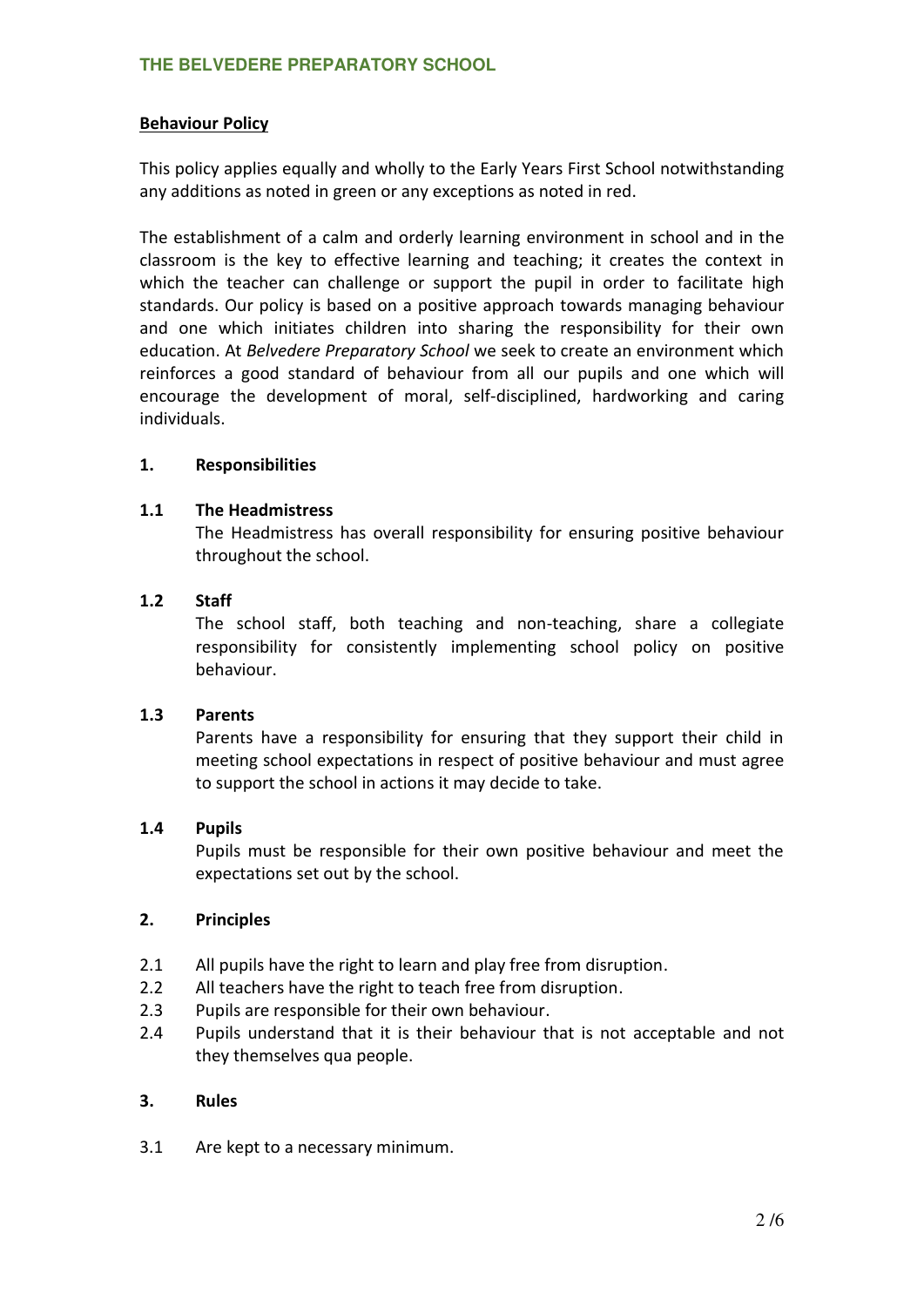**Behaviour Policy**

This policy applies equally and wholly to the Early Years First School notwithstanding any additions as noted in green or any exceptions as noted in red.

The establishment of a calm and orderly learning environment in school and in the classroom is the key to effective learning and teaching; it creates the context in which the teacher can challenge or support the pupil in order to facilitate high standards. Our policy is based on a positive approach towards managing behaviour and one which initiates children into sharing the responsibility for their own education. At *Belvedere Preparatory School* we seek to create an environment which reinforces a good standard of behaviour from all our pupils and one which will encourage the development of moral, self-disciplined, hardworking and caring individuals.

**1. Responsibilities**

**1.1 The Headmistress**

The Headmistress has overall responsibility for ensuring positive behaviour throughout the school.

**1.2 Staff**

The school staff, both teaching and non-teaching, share a collegiate responsibility for consistently implementing school policy on positive behaviour.

**1.3 Parents**

Parents have a responsibility for ensuring that they support their child in meeting school expectations in respect of positive behaviour and must agree to support the school in actions it may decide to take.

**1.4 Pupils**

Pupils must be responsible for their own positive behaviour and meet the expectations set out by the school.

**2. Principles**

2.1 All pupils have the right to learn and play free from disruption.

2.2 All teachers have the right to teach free from disruption.

2.3 Pupils are responsible for their own behaviour.

2.4 Pupils understand that it is their behaviour that is not acceptable and not they themselves qua people.

**3. Rules**

3.1 Are kept to a necessary minimum.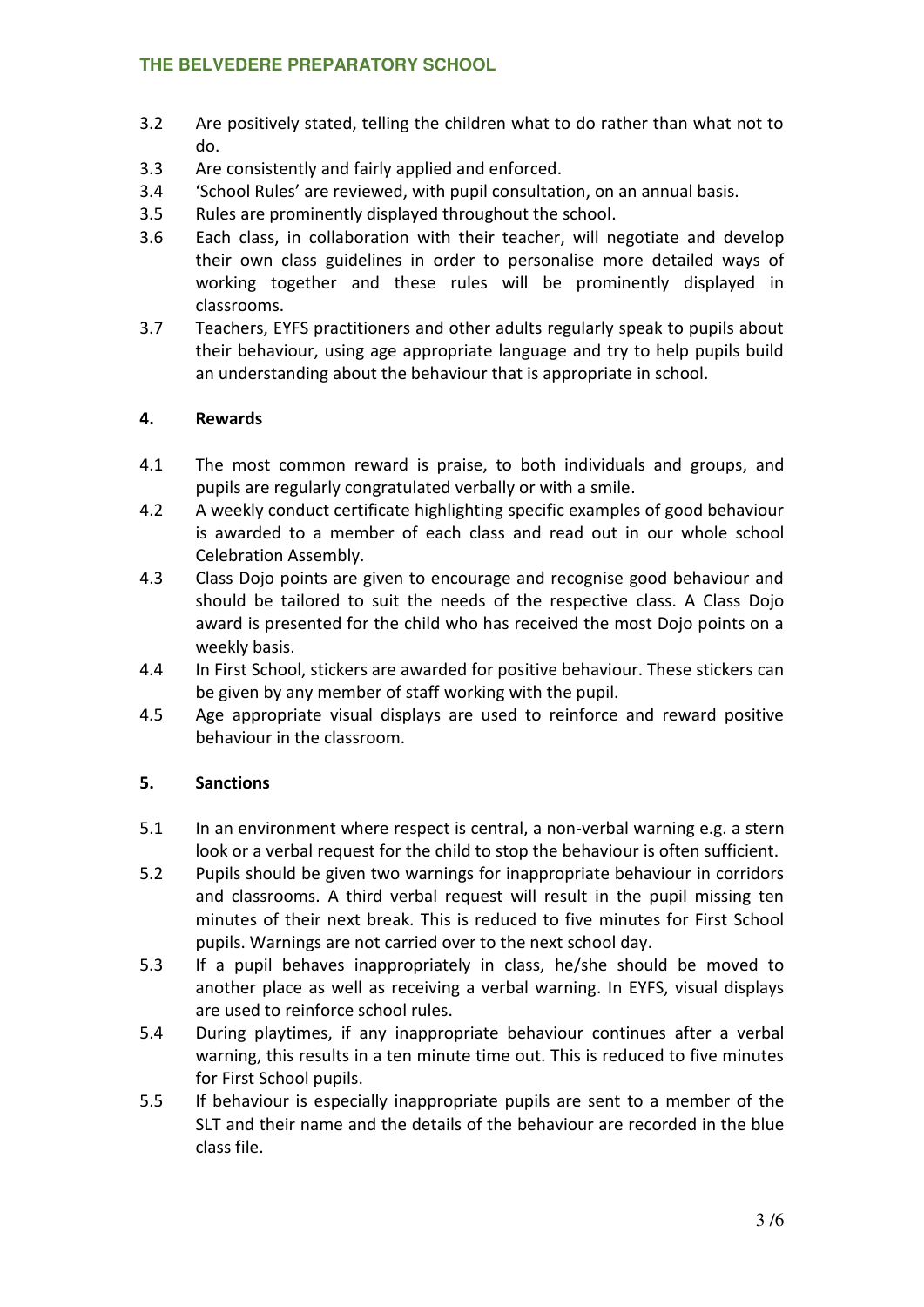3.2 Are positively stated, telling the children what to do rather than what not to do.

3.3 Are consistently and fairly applied and enforced.

3.4 'School Rules' are reviewed, with pupil consultation, on an annual basis.

3.5 Rules are prominently displayed throughout the school.

3.6 Each class, in collaboration with their teacher, will negotiate and develop their own class guidelines in order to personalise more detailed ways of working together and these rules will be prominently displayed in classrooms.

3.7 Teachers, EYFS practitioners and other adults regularly speak to pupils about their behaviour, using age appropriate language and try to help pupils build an understanding about the behaviour that is appropriate in school.

**4. Rewards**

4.1 The most common reward is praise, to both individuals and groups, and pupils are regularly congratulated verbally or with a smile.

4.2 A weekly conduct certificate highlighting specific examples of good behaviour is awarded to a member of each class and read out in our whole school Celebration Assembly.

4.3 Class Dojo points are given to encourage and recognise good behaviour and should be tailored to suit the needs of the respective class. A Class Dojo award is presented for the child who has received the most Dojo points on a weekly basis.

4.4 In First School, stickers are awarded for positive behaviour. These stickers can be given by any member of staff working with the pupil.

4.5 Age appropriate visual displays are used to reinforce and reward positive behaviour in the classroom.

**5. Sanctions**

5.1 In an environment where respect is central, a non-verbal warning e.g. a stern look or a verbal request for the child to stop the behaviour is often sufficient.

5.2 Pupils should be given two warnings for inappropriate behaviour in corridors and classrooms. A third verbal request will result in the pupil missing ten minutes of their next break. This is reduced to five minutes for First School pupils. Warnings are not carried over to the next school day.

5.3 If a pupil behaves inappropriately in class, he/she should be moved to another place as well as receiving a verbal warning. In EYFS, visual displays are used to reinforce school rules.

5.4 During playtimes, if any inappropriate behaviour continues after a verbal warning, this results in a ten minute time out. This is reduced to five minutes for First School pupils.

5.5 If behaviour is especially inappropriate pupils are sent to a member of the SLT and their name and the details of the behaviour are recorded in the blue class file.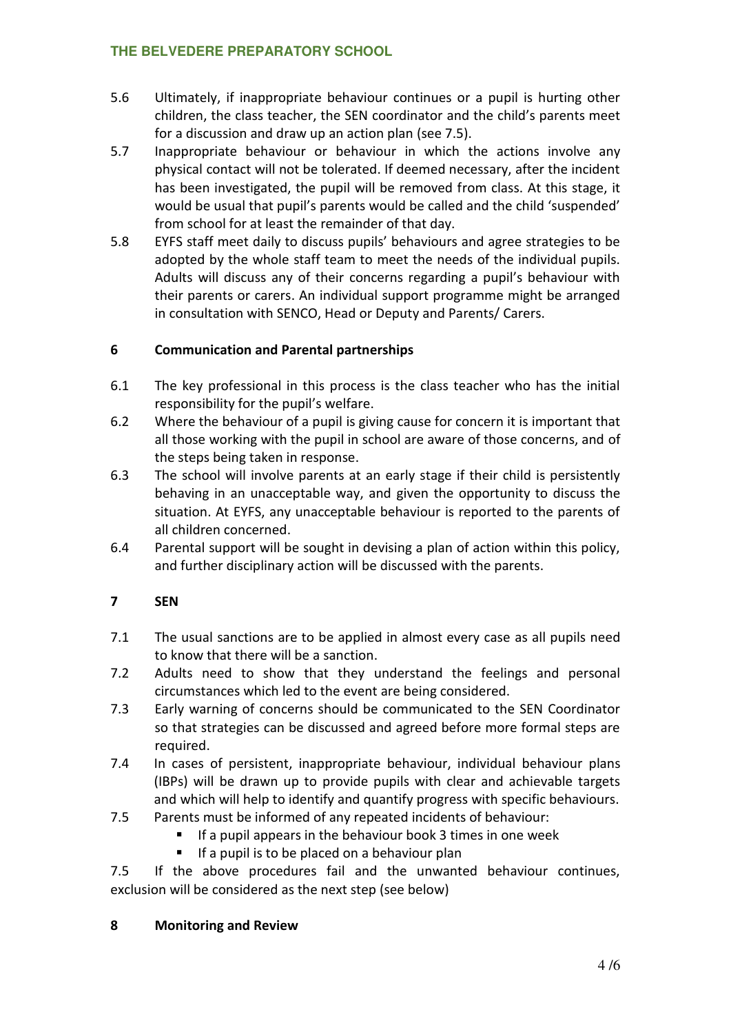5.6 Ultimately, if inappropriate behaviour continues or a pupil is hurting other children, the class teacher, the SEN coordinator and the child's parents meet for a discussion and draw up an action plan (see 7.5).

5.7 Inappropriate behaviour or behaviour in which the actions involve any physical contact will not be tolerated. If deemed necessary, after the incident has been investigated, the pupil will be removed from class. At this stage, it would be usual that pupil's parents would be called and the child 'suspended' from school for at least the remainder of that day.

5.8 EYFS staff meet daily to discuss pupils' behaviours and agree strategies to be adopted by the whole staff team to meet the needs of the individual pupils. Adults will discuss any of their concerns regarding a pupil's behaviour with their parents or carers. An individual support programme might be arranged in consultation with SENCO, Head or Deputy and Parents/ Carers.

## 6 Communication and Parental partnerships

6.1 The key professional in this process is the class teacher who has the initial responsibility for the pupil's welfare.

6.2 Where the behaviour of a pupil is giving cause for concern it is important that all those working with the pupil in school are aware of those concerns, and of the steps being taken in response.

6.3 The school will involve parents at an early stage if their child is persistently behaving in an unacceptable way, and given the opportunity to discuss the situation. At EYFS, any unacceptable behaviour is reported to the parents of all children concerned.

6.4 Parental support will be sought in devising a plan of action within this policy, and further disciplinary action will be discussed with the parents.

## 7 SEN

7.1 The usual sanctions are to be applied in almost every case as all pupils need to know that there will be a sanction.

7.2 Adults need to show that they understand the feelings and personal circumstances which led to the event are being considered.

7.3 Early warning of concerns should be communicated to the SEN Coordinator so that strategies can be discussed and agreed before more formal steps are required.

7.4 In cases of persistent, inappropriate behaviour, individual behaviour plans (IBPs) will be drawn up to provide pupils with clear and achievable targets and which will help to identify and quantify progress with specific behaviours.

7.5 Parents must be informed of any repeated incidents of behaviour:

- If a pupil appears in the behaviour book 3 times in one week
- If a pupil is to be placed on a behaviour plan

7.5 If the above procedures fail and the unwanted behaviour continues, exclusion will be considered as the next step (see below)

## 8 Monitoring and Review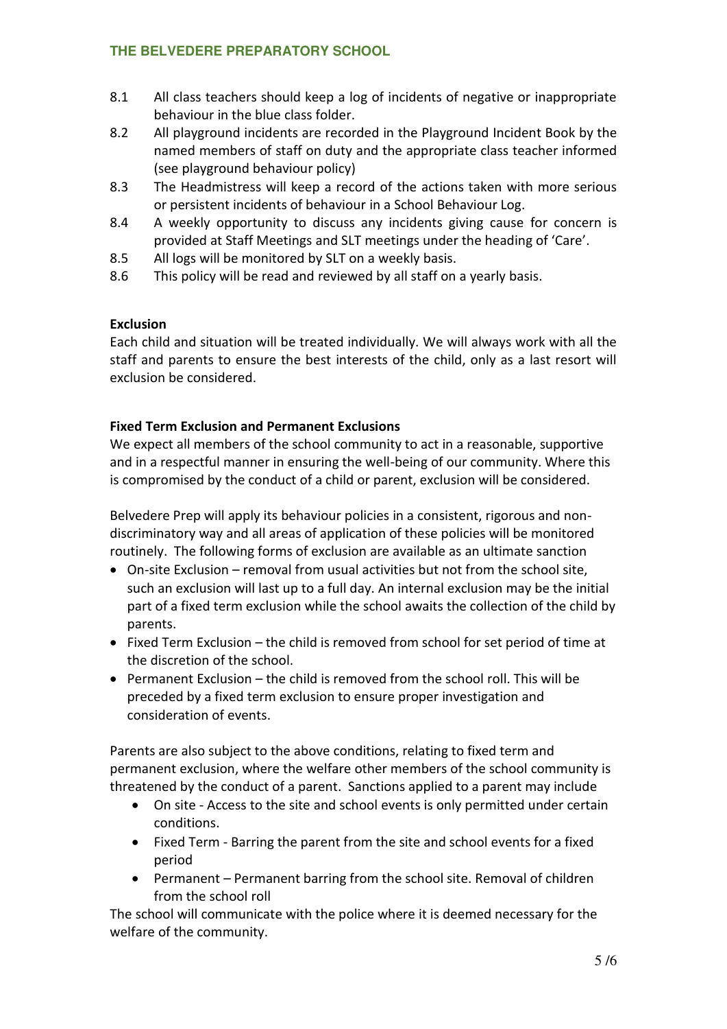8.1 All class teachers should keep a log of incidents of negative or inappropriate behaviour in the blue class folder.

8.2 All playground incidents are recorded in the Playground Incident Book by the named members of staff on duty and the appropriate class teacher informed (see playground behaviour policy)

8.3 The Headmistress will keep a record of the actions taken with more serious or persistent incidents of behaviour in a School Behaviour Log.

8.4 A weekly opportunity to discuss any incidents giving cause for concern is provided at Staff Meetings and SLT meetings under the heading of 'Care'.

8.5 All logs will be monitored by SLT on a weekly basis.

8.6 This policy will be read and reviewed by all staff on a yearly basis.

**Exclusion**

Each child and situation will be treated individually. We will always work with all the staff and parents to ensure the best interests of the child, only as a last resort will exclusion be considered.

**Fixed Term Exclusion and Permanent Exclusions**

We expect all members of the school community to act in a reasonable, supportive and in a respectful manner in ensuring the well-being of our community. Where this is compromised by the conduct of a child or parent, exclusion will be considered.

Belvedere Prep will apply its behaviour policies in a consistent, rigorous and non-discriminatory way and all areas of application of these policies will be monitored routinely. The following forms of exclusion are available as an ultimate sanction

- On-site Exclusion – removal from usual activities but not from the school site, such an exclusion will last up to a full day. An internal exclusion may be the initial part of a fixed term exclusion while the school awaits the collection of the child by parents.
- Fixed Term Exclusion – the child is removed from school for set period of time at the discretion of the school.
- Permanent Exclusion – the child is removed from the school roll. This will be preceded by a fixed term exclusion to ensure proper investigation and consideration of events.

Parents are also subject to the above conditions, relating to fixed term and permanent exclusion, where the welfare other members of the school community is threatened by the conduct of a parent. Sanctions applied to a parent may include

- On site - Access to the site and school events is only permitted under certain conditions.
- Fixed Term - Barring the parent from the site and school events for a fixed period
- Permanent – Permanent barring from the school site. Removal of children from the school roll

The school will communicate with the police where it is deemed necessary for the welfare of the community.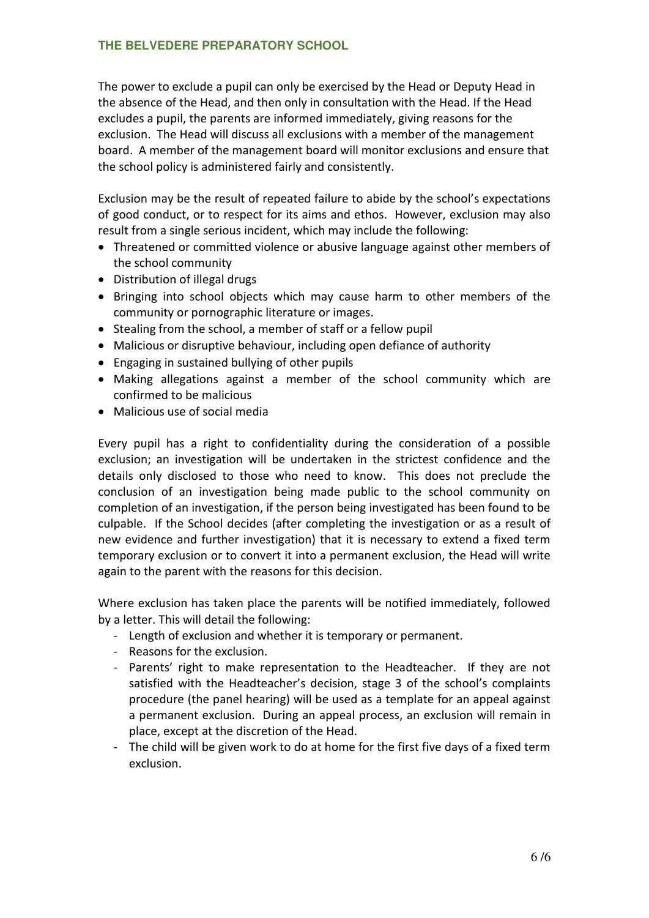The power to exclude a pupil can only be exercised by the Head or Deputy Head in the absence of the Head, and then only in consultation with the Head. If the Head excludes a pupil, the parents are informed immediately, giving reasons for the exclusion. The Head will discuss all exclusions with a member of the management board. A member of the management board will monitor exclusions and ensure that the school policy is administered fairly and consistently.

Exclusion may be the result of repeated failure to abide by the school's expectations of good conduct, or to respect for its aims and ethos. However, exclusion may also result from a single serious incident, which may include the following:

- Threatened or committed violence or abusive language against other members of the school community
- Distribution of illegal drugs
- Bringing into school objects which may cause harm to other members of the community or pornographic literature or images.
- Stealing from the school, a member of staff or a fellow pupil
- Malicious or disruptive behaviour, including open defiance of authority
- Engaging in sustained bullying of other pupils
- Making allegations against a member of the school community which are confirmed to be malicious
- Malicious use of social media

Every pupil has a right to confidentiality during the consideration of a possible exclusion; an investigation will be undertaken in the strictest confidence and the details only disclosed to those who need to know. This does not preclude the conclusion of an investigation being made public to the school community on completion of an investigation, if the person being investigated has been found to be culpable. If the School decides (after completing the investigation or as a result of new evidence and further investigation) that it is necessary to extend a fixed term temporary exclusion or to convert it into a permanent exclusion, the Head will write again to the parent with the reasons for this decision.

Where exclusion has taken place the parents will be notified immediately, followed by a letter. This will detail the following:

- Length of exclusion and whether it is temporary or permanent.
- Reasons for the exclusion.
- Parents' right to make representation to the Headteacher. If they are not satisfied with the Headteacher's decision, stage 3 of the school's complaints procedure (the panel hearing) will be used as a template for an appeal against a permanent exclusion. During an appeal process, an exclusion will remain in place, except at the discretion of the Head.
- The child will be given work to do at home for the first five days of a fixed term exclusion.